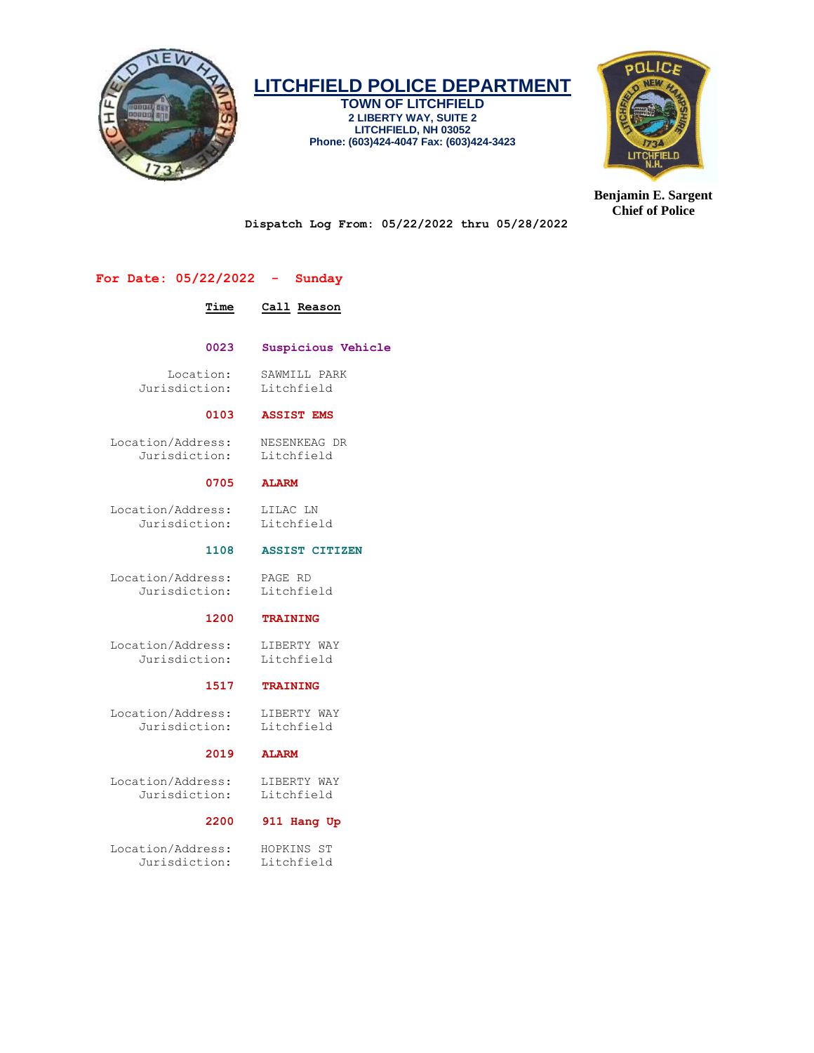# LITCHFIELD POLICE DEPARTMENT

**TOWN OF LITCHFIELD**
**2 LIBERTY WAY, SUITE 2**
**LITCHFIELD, NH 03052**
**Phone: (603)424-4047 Fax: (603)424-3423**

**Benjamin E. Sargent**
**Chief of Police**

**Dispatch Log From: 05/22/2022 thru 05/28/2022**

## For Date: 05/22/2022 - Sunday

| Time | Call Reason |
|---|---|

**0023** **Suspicious Vehicle**

Location: SAWMILL PARK
Jurisdiction: Litchfield

**0103** **ASSIST EMS**

Location/Address: NESENKEAG DR
Jurisdiction: Litchfield

**0705** **ALARM**

Location/Address: LILAC LN
Jurisdiction: Litchfield

**1108** **ASSIST CITIZEN**

Location/Address: PAGE RD
Jurisdiction: Litchfield

**1200** **TRAINING**

Location/Address: LIBERTY WAY
Jurisdiction: Litchfield

**1517** **TRAINING**

Location/Address: LIBERTY WAY
Jurisdiction: Litchfield

**2019** **ALARM**

Location/Address: LIBERTY WAY
Jurisdiction: Litchfield

**2200** **911 Hang Up**

Location/Address: HOPKINS ST
Jurisdiction: Litchfield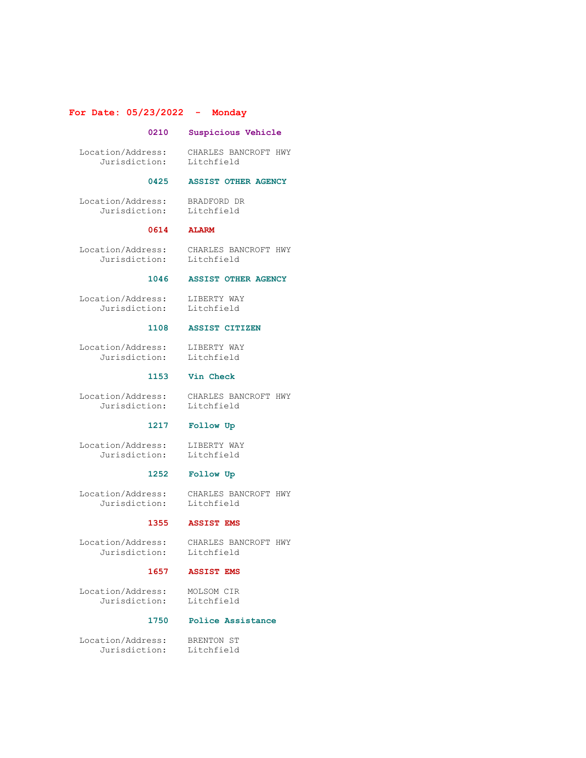## For Date: 05/23/2022 - Monday

**0210 Suspicious Vehicle**

Location/Address: CHARLES BANCROFT HWY
Jurisdiction: Litchfield

**0425 ASSIST OTHER AGENCY**

Location/Address: BRADFORD DR
Jurisdiction: Litchfield

**0614 ALARM**

Location/Address: CHARLES BANCROFT HWY
Jurisdiction: Litchfield

**1046 ASSIST OTHER AGENCY**

Location/Address: LIBERTY WAY
Jurisdiction: Litchfield

**1108 ASSIST CITIZEN**

Location/Address: LIBERTY WAY
Jurisdiction: Litchfield

**1153 Vin Check**

Location/Address: CHARLES BANCROFT HWY
Jurisdiction: Litchfield

**1217 Follow Up**

Location/Address: LIBERTY WAY
Jurisdiction: Litchfield

**1252 Follow Up**

Location/Address: CHARLES BANCROFT HWY
Jurisdiction: Litchfield

**1355 ASSIST EMS**

Location/Address: CHARLES BANCROFT HWY
Jurisdiction: Litchfield

**1657 ASSIST EMS**

Location/Address: MOLSOM CIR
Jurisdiction: Litchfield

**1750 Police Assistance**

Location/Address: BRENTON ST
Jurisdiction: Litchfield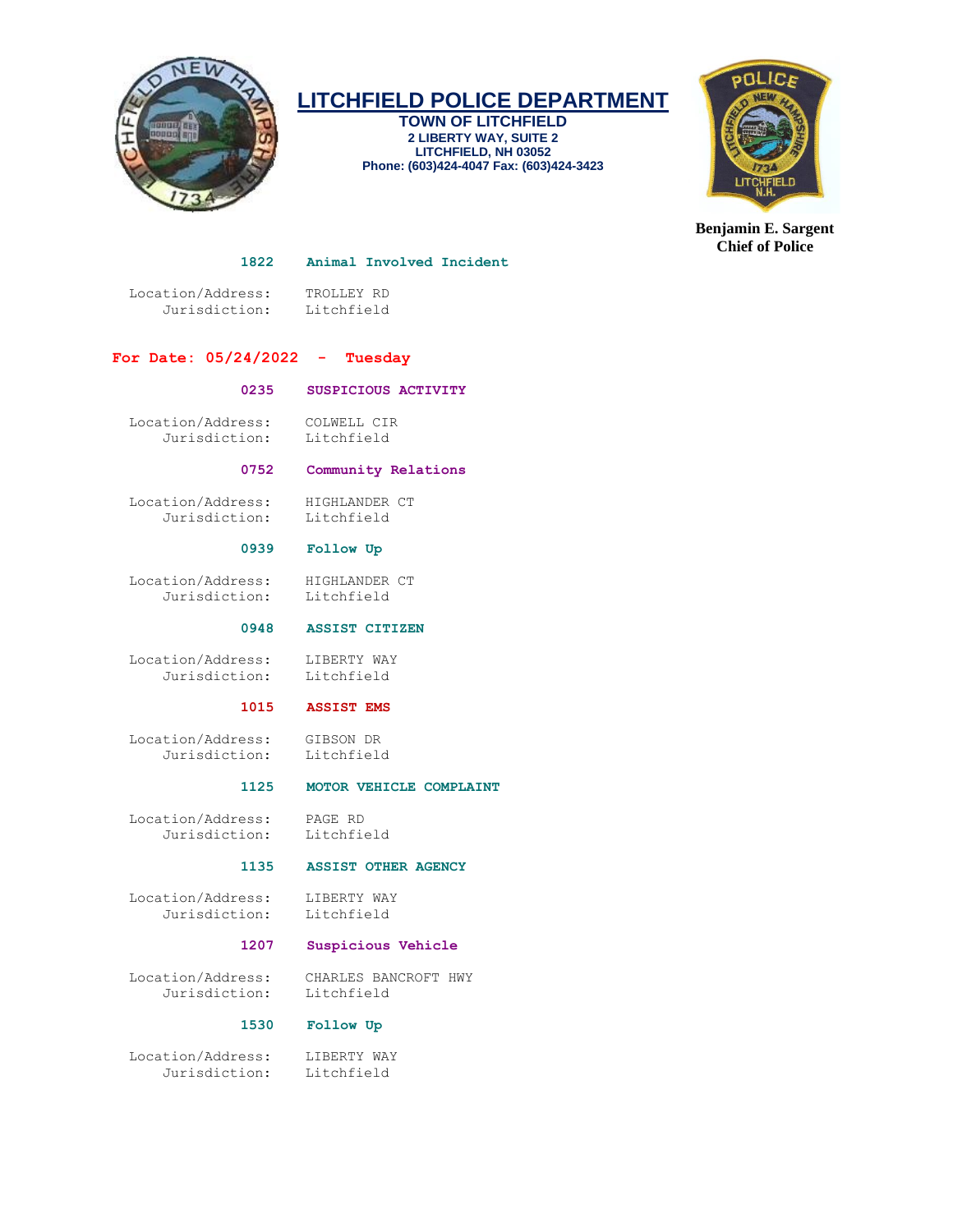**1822 Animal Involved Incident**

Location/Address: TROLLEY RD
Jurisdiction: Litchfield

## For Date: 05/24/2022 - Tuesday

**0235 SUSPICIOUS ACTIVITY**

Location/Address: COLWELL CIR
Jurisdiction: Litchfield

**0752 Community Relations**

Location/Address: HIGHLANDER CT
Jurisdiction: Litchfield

**0939 Follow Up**

Location/Address: HIGHLANDER CT
Jurisdiction: Litchfield

**0948 ASSIST CITIZEN**

Location/Address: LIBERTY WAY
Jurisdiction: Litchfield

**1015 ASSIST EMS**

Location/Address: GIBSON DR
Jurisdiction: Litchfield

**1125 MOTOR VEHICLE COMPLAINT**

Location/Address: PAGE RD
Jurisdiction: Litchfield

**1135 ASSIST OTHER AGENCY**

Location/Address: LIBERTY WAY
Jurisdiction: Litchfield

**1207 Suspicious Vehicle**

Location/Address: CHARLES BANCROFT HWY
Jurisdiction: Litchfield

**1530 Follow Up**

Location/Address: LIBERTY WAY
Jurisdiction: Litchfield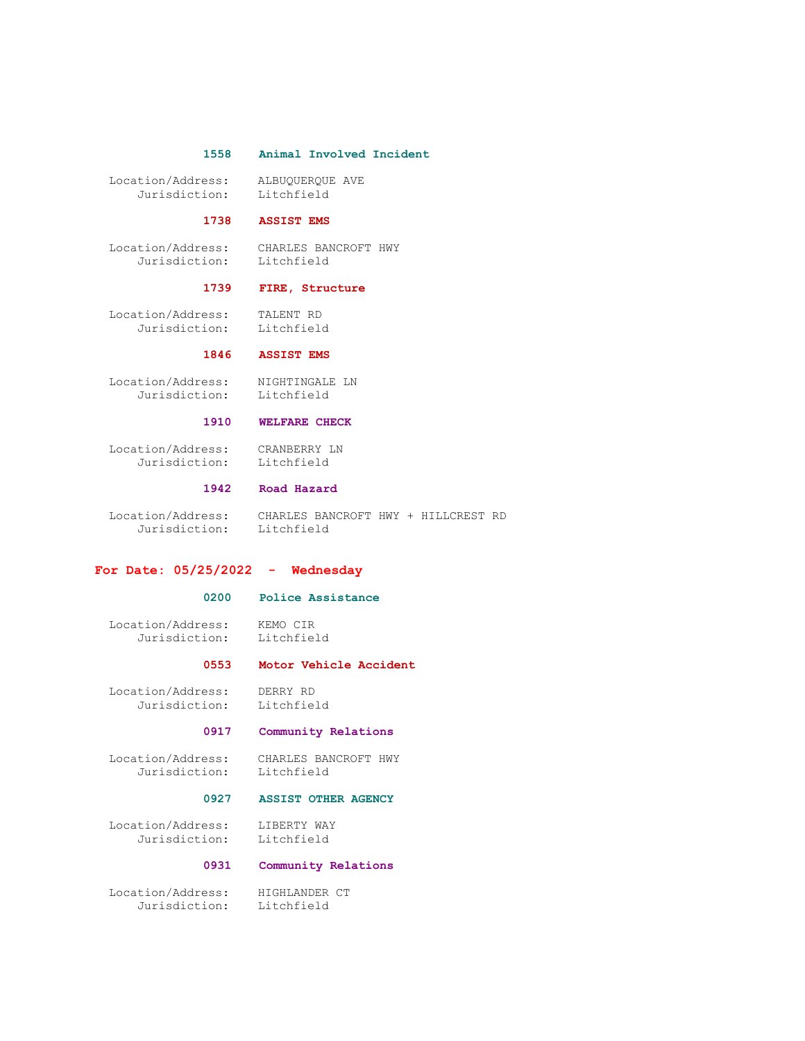**1558 Animal Involved Incident**

Location/Address: ALBUQUERQUE AVE
Jurisdiction: Litchfield

**1738 ASSIST EMS**

Location/Address: CHARLES BANCROFT HWY
Jurisdiction: Litchfield

**1739 FIRE, Structure**

Location/Address: TALENT RD
Jurisdiction: Litchfield

**1846 ASSIST EMS**

Location/Address: NIGHTINGALE LN
Jurisdiction: Litchfield

**1910 WELFARE CHECK**

Location/Address: CRANBERRY LN
Jurisdiction: Litchfield

**1942 Road Hazard**

Location/Address: CHARLES BANCROFT HWY + HILLCREST RD
Jurisdiction: Litchfield

## For Date: 05/25/2022 - Wednesday

**0200 Police Assistance**

Location/Address: KEMO CIR
Jurisdiction: Litchfield

**0553 Motor Vehicle Accident**

Location/Address: DERRY RD
Jurisdiction: Litchfield

**0917 Community Relations**

Location/Address: CHARLES BANCROFT HWY
Jurisdiction: Litchfield

**0927 ASSIST OTHER AGENCY**

Location/Address: LIBERTY WAY
Jurisdiction: Litchfield

**0931 Community Relations**

Location/Address: HIGHLANDER CT
Jurisdiction: Litchfield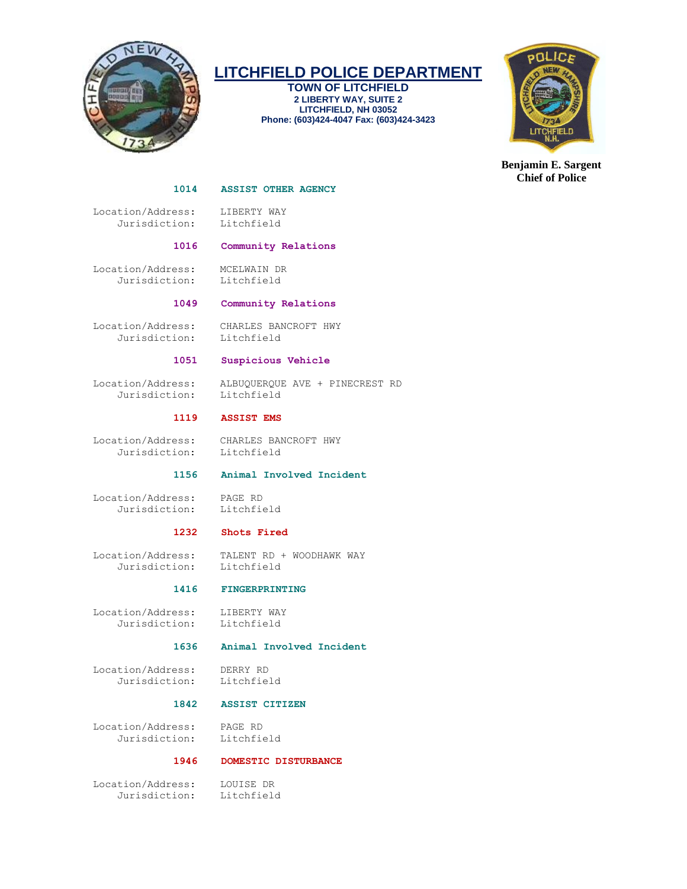# LITCHFIELD POLICE DEPARTMENT

**TOWN OF LITCHFIELD**
**2 LIBERTY WAY, SUITE 2**
**LITCHFIELD, NH 03052**
**Phone: (603)424-4047 Fax: (603)424-3423**

**Benjamin E. Sargent**
**Chief of Police**

**1014 ASSIST OTHER AGENCY**

Location/Address: LIBERTY WAY
Jurisdiction: Litchfield

**1016 Community Relations**

Location/Address: MCELWAIN DR
Jurisdiction: Litchfield

**1049 Community Relations**

Location/Address: CHARLES BANCROFT HWY
Jurisdiction: Litchfield

**1051 Suspicious Vehicle**

Location/Address: ALBUQUERQUE AVE + PINECREST RD
Jurisdiction: Litchfield

**1119 ASSIST EMS**

Location/Address: CHARLES BANCROFT HWY
Jurisdiction: Litchfield

**1156 Animal Involved Incident**

Location/Address: PAGE RD
Jurisdiction: Litchfield

**1232 Shots Fired**

Location/Address: TALENT RD + WOODHAWK WAY
Jurisdiction: Litchfield

**1416 FINGERPRINTING**

Location/Address: LIBERTY WAY
Jurisdiction: Litchfield

**1636 Animal Involved Incident**

Location/Address: DERRY RD
Jurisdiction: Litchfield

**1842 ASSIST CITIZEN**

Location/Address: PAGE RD
Jurisdiction: Litchfield

**1946 DOMESTIC DISTURBANCE**

Location/Address: LOUISE DR
Jurisdiction: Litchfield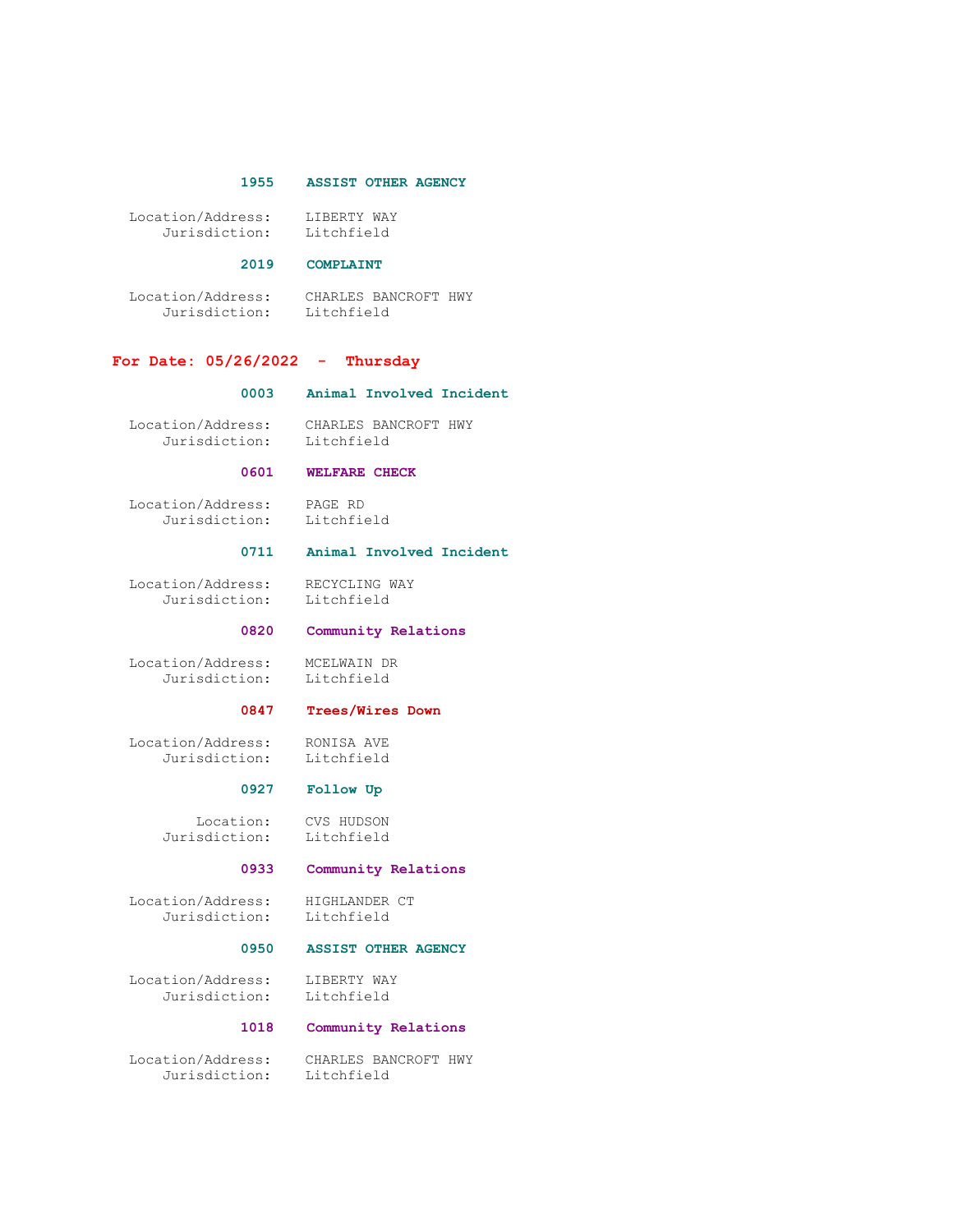**1955 ASSIST OTHER AGENCY**

Location/Address: LIBERTY WAY
Jurisdiction: Litchfield

**2019 COMPLAINT**

Location/Address: CHARLES BANCROFT HWY
Jurisdiction: Litchfield

## For Date: 05/26/2022 - Thursday

**0003 Animal Involved Incident**

Location/Address: CHARLES BANCROFT HWY
Jurisdiction: Litchfield

**0601 WELFARE CHECK**

Location/Address: PAGE RD
Jurisdiction: Litchfield

**0711 Animal Involved Incident**

Location/Address: RECYCLING WAY
Jurisdiction: Litchfield

**0820 Community Relations**

Location/Address: MCELWAIN DR
Jurisdiction: Litchfield

**0847 Trees/Wires Down**

Location/Address: RONISA AVE
Jurisdiction: Litchfield

**0927 Follow Up**

Location: CVS HUDSON
Jurisdiction: Litchfield

**0933 Community Relations**

Location/Address: HIGHLANDER CT
Jurisdiction: Litchfield

**0950 ASSIST OTHER AGENCY**

Location/Address: LIBERTY WAY
Jurisdiction: Litchfield

**1018 Community Relations**

Location/Address: CHARLES BANCROFT HWY
Jurisdiction: Litchfield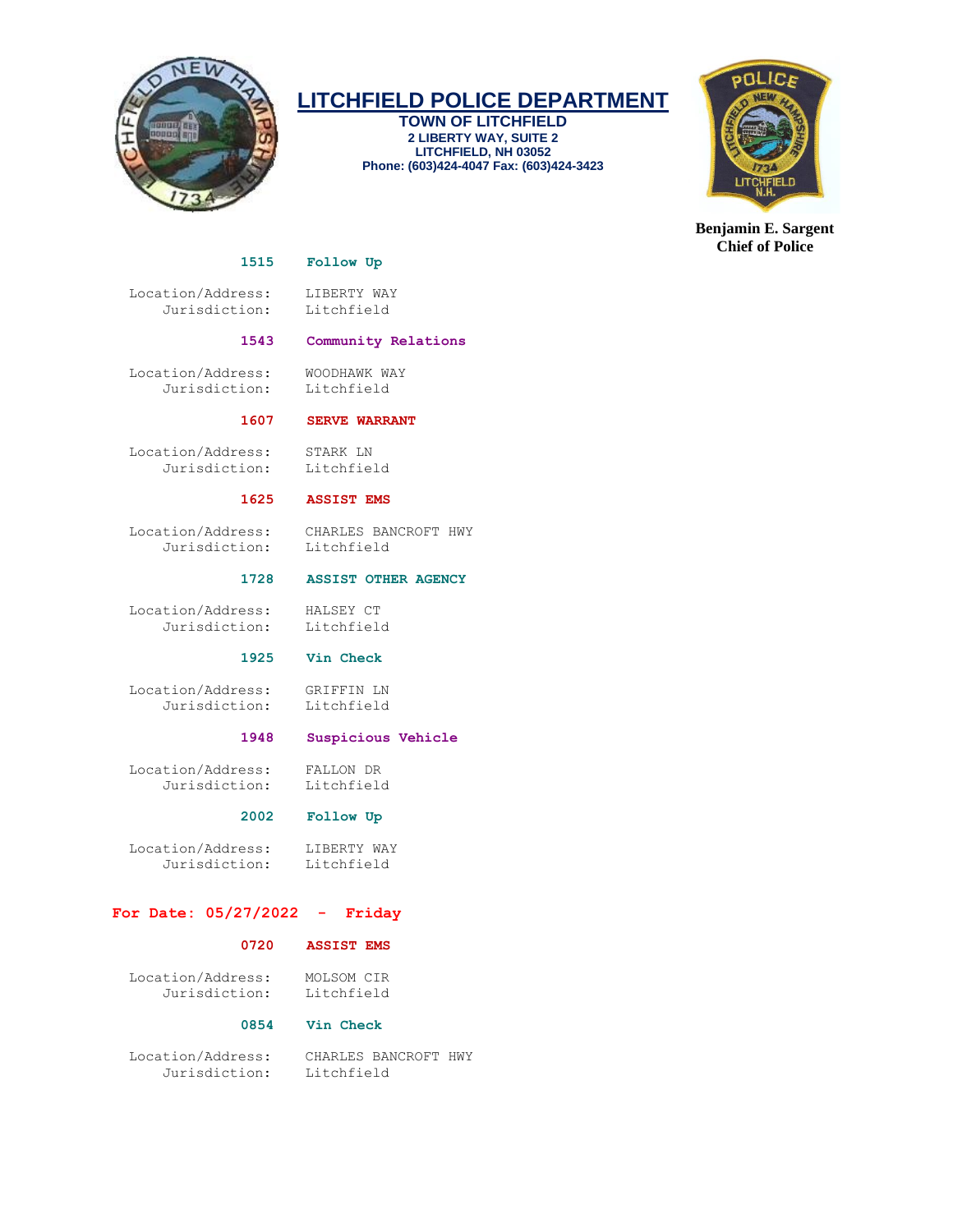**1515 Follow Up**

Location/Address: LIBERTY WAY
Jurisdiction: Litchfield

**1543 Community Relations**

Location/Address: WOODHAWK WAY
Jurisdiction: Litchfield

**1607 SERVE WARRANT**

Location/Address: STARK LN
Jurisdiction: Litchfield

**1625 ASSIST EMS**

Location/Address: CHARLES BANCROFT HWY
Jurisdiction: Litchfield

**1728 ASSIST OTHER AGENCY**

Location/Address: HALSEY CT
Jurisdiction: Litchfield

**1925 Vin Check**

Location/Address: GRIFFIN LN
Jurisdiction: Litchfield

**1948 Suspicious Vehicle**

Location/Address: FALLON DR
Jurisdiction: Litchfield

**2002 Follow Up**

Location/Address: LIBERTY WAY
Jurisdiction: Litchfield

## For Date: 05/27/2022 - Friday

**0720 ASSIST EMS**

Location/Address: MOLSOM CIR
Jurisdiction: Litchfield

**0854 Vin Check**

Location/Address: CHARLES BANCROFT HWY
Jurisdiction: Litchfield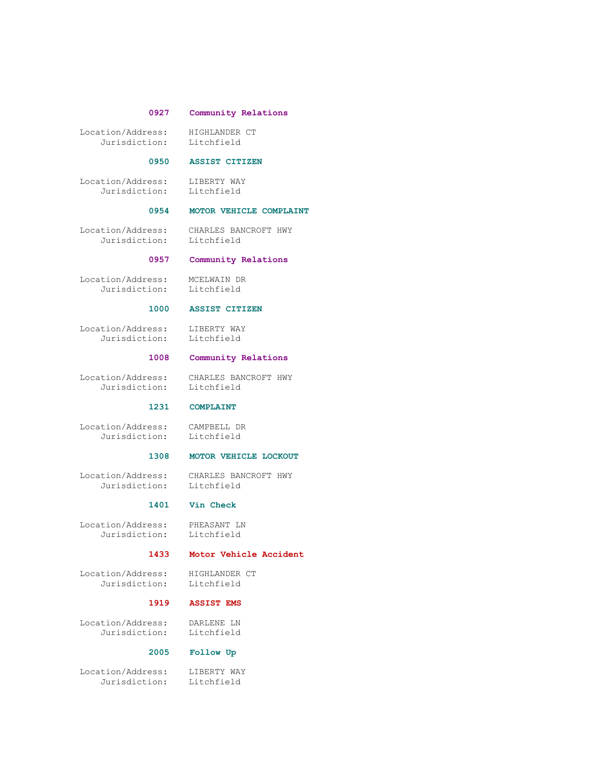**0927 Community Relations**

Location/Address: HIGHLANDER CT
Jurisdiction: Litchfield

**0950 ASSIST CITIZEN**

Location/Address: LIBERTY WAY
Jurisdiction: Litchfield

**0954 MOTOR VEHICLE COMPLAINT**

Location/Address: CHARLES BANCROFT HWY
Jurisdiction: Litchfield

**0957 Community Relations**

Location/Address: MCELWAIN DR
Jurisdiction: Litchfield

**1000 ASSIST CITIZEN**

Location/Address: LIBERTY WAY
Jurisdiction: Litchfield

**1008 Community Relations**

Location/Address: CHARLES BANCROFT HWY
Jurisdiction: Litchfield

**1231 COMPLAINT**

Location/Address: CAMPBELL DR
Jurisdiction: Litchfield

**1308 MOTOR VEHICLE LOCKOUT**

Location/Address: CHARLES BANCROFT HWY
Jurisdiction: Litchfield

**1401 Vin Check**

Location/Address: PHEASANT LN
Jurisdiction: Litchfield

**1433 Motor Vehicle Accident**

Location/Address: HIGHLANDER CT
Jurisdiction: Litchfield

**1919 ASSIST EMS**

Location/Address: DARLENE LN
Jurisdiction: Litchfield

**2005 Follow Up**

Location/Address: LIBERTY WAY
Jurisdiction: Litchfield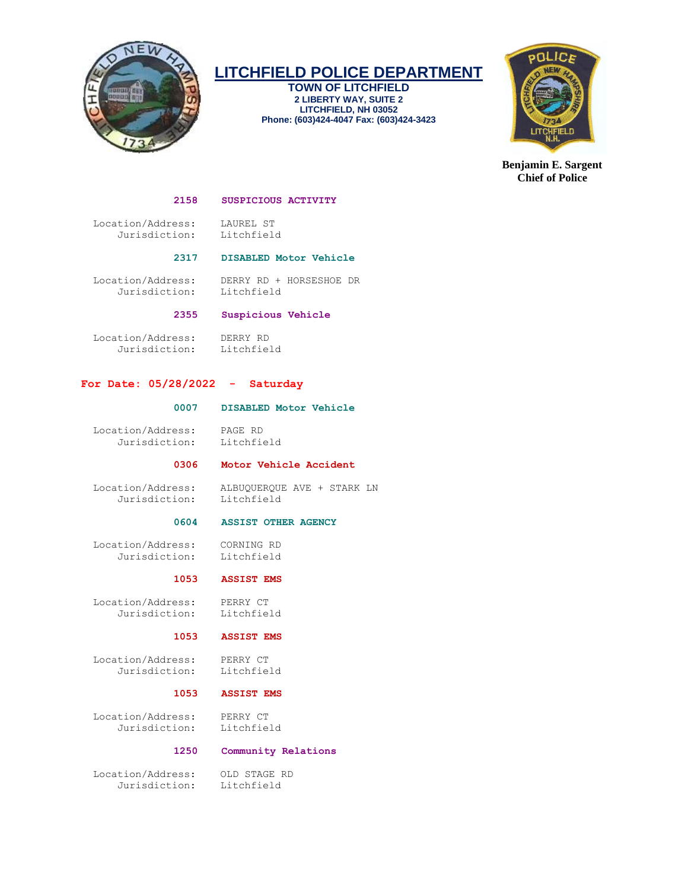# LITCHFIELD POLICE DEPARTMENT

**TOWN OF LITCHFIELD**
**2 LIBERTY WAY, SUITE 2**
**LITCHFIELD, NH 03052**
**Phone: (603)424-4047 Fax: (603)424-3423**

**Benjamin E. Sargent**
**Chief of Police**

**2158 SUSPICIOUS ACTIVITY**

Location/Address: LAUREL ST
Jurisdiction: Litchfield

**2317 DISABLED Motor Vehicle**

Location/Address: DERRY RD + HORSESHOE DR
Jurisdiction: Litchfield

**2355 Suspicious Vehicle**

Location/Address: DERRY RD
Jurisdiction: Litchfield

## For Date: 05/28/2022 - Saturday

**0007 DISABLED Motor Vehicle**

Location/Address: PAGE RD
Jurisdiction: Litchfield

**0306 Motor Vehicle Accident**

Location/Address: ALBUQUERQUE AVE + STARK LN
Jurisdiction: Litchfield

**0604 ASSIST OTHER AGENCY**

Location/Address: CORNING RD
Jurisdiction: Litchfield

**1053 ASSIST EMS**

Location/Address: PERRY CT
Jurisdiction: Litchfield

**1053 ASSIST EMS**

Location/Address: PERRY CT
Jurisdiction: Litchfield

**1053 ASSIST EMS**

Location/Address: PERRY CT
Jurisdiction: Litchfield

**1250 Community Relations**

Location/Address: OLD STAGE RD
Jurisdiction: Litchfield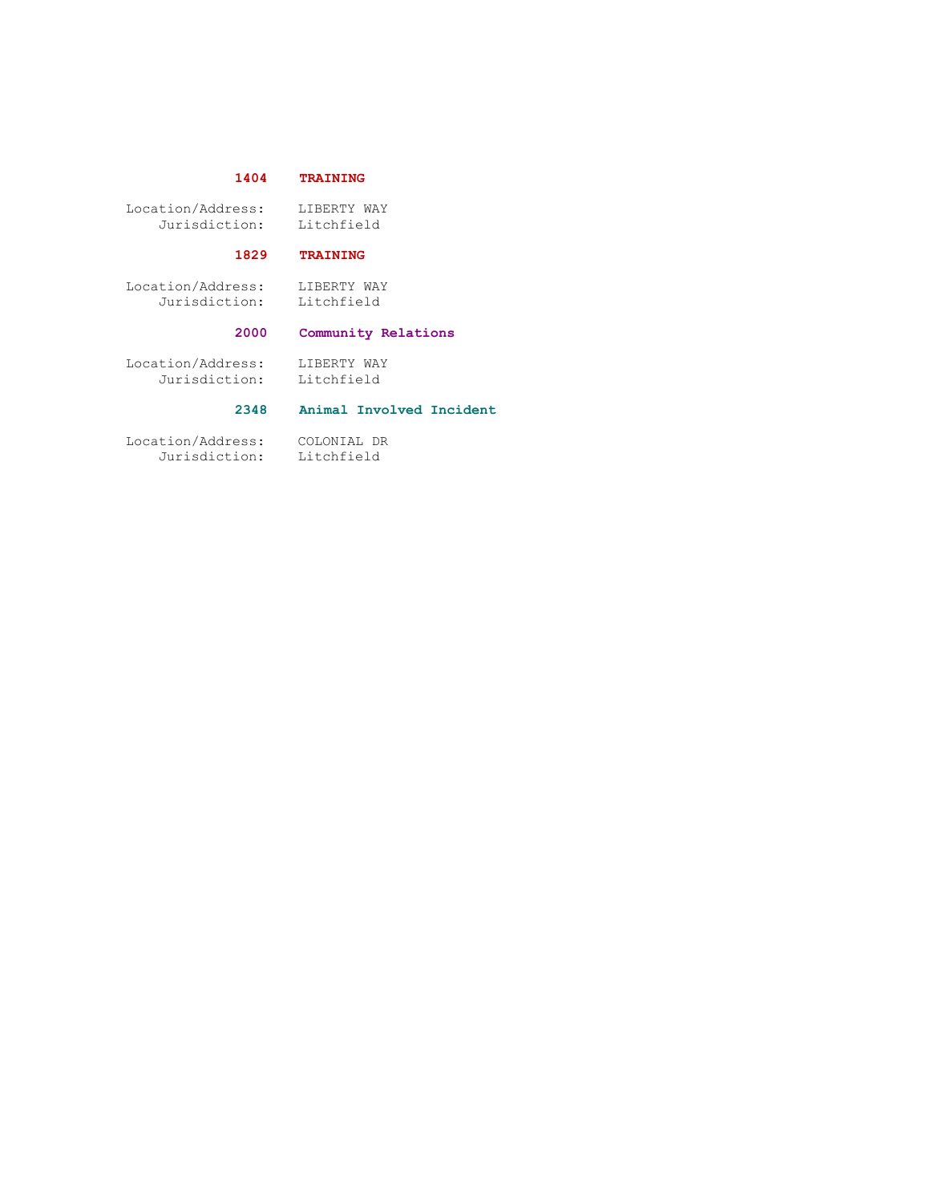**1404 TRAINING**

Location/Address: LIBERTY WAY
Jurisdiction: Litchfield

**1829 TRAINING**

Location/Address: LIBERTY WAY
Jurisdiction: Litchfield

**2000 Community Relations**

Location/Address: LIBERTY WAY
Jurisdiction: Litchfield

**2348 Animal Involved Incident**

Location/Address: COLONIAL DR
Jurisdiction: Litchfield